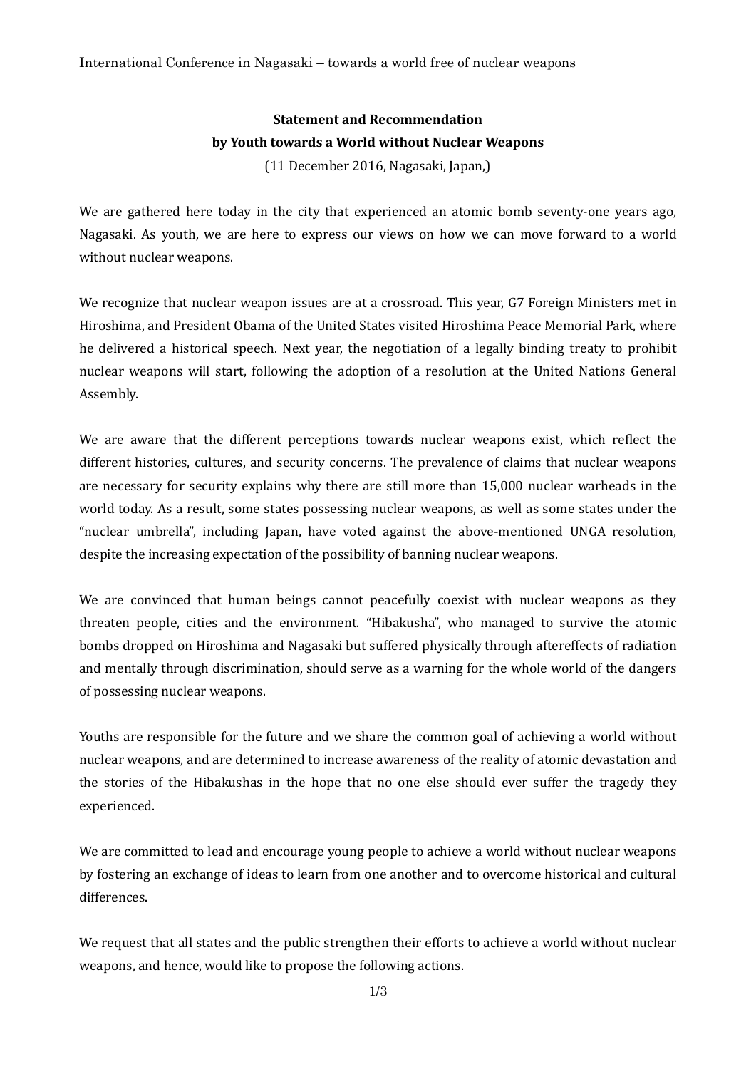International Conference in Nagasaki – towards a world free of nuclear weapons

**Statement and Recommendation**
**by Youth towards a World without Nuclear Weapons**

(11 December 2016, Nagasaki, Japan,)

We are gathered here today in the city that experienced an atomic bomb seventy-one years ago, Nagasaki. As youth, we are here to express our views on how we can move forward to a world without nuclear weapons.

We recognize that nuclear weapon issues are at a crossroad. This year, G7 Foreign Ministers met in Hiroshima, and President Obama of the United States visited Hiroshima Peace Memorial Park, where he delivered a historical speech. Next year, the negotiation of a legally binding treaty to prohibit nuclear weapons will start, following the adoption of a resolution at the United Nations General Assembly.

We are aware that the different perceptions towards nuclear weapons exist, which reflect the different histories, cultures, and security concerns. The prevalence of claims that nuclear weapons are necessary for security explains why there are still more than 15,000 nuclear warheads in the world today. As a result, some states possessing nuclear weapons, as well as some states under the "nuclear umbrella", including Japan, have voted against the above-mentioned UNGA resolution, despite the increasing expectation of the possibility of banning nuclear weapons.

We are convinced that human beings cannot peacefully coexist with nuclear weapons as they threaten people, cities and the environment. "Hibakusha", who managed to survive the atomic bombs dropped on Hiroshima and Nagasaki but suffered physically through aftereffects of radiation and mentally through discrimination, should serve as a warning for the whole world of the dangers of possessing nuclear weapons.

Youths are responsible for the future and we share the common goal of achieving a world without nuclear weapons, and are determined to increase awareness of the reality of atomic devastation and the stories of the Hibakushas in the hope that no one else should ever suffer the tragedy they experienced.

We are committed to lead and encourage young people to achieve a world without nuclear weapons by fostering an exchange of ideas to learn from one another and to overcome historical and cultural differences.

We request that all states and the public strengthen their efforts to achieve a world without nuclear weapons, and hence, would like to propose the following actions.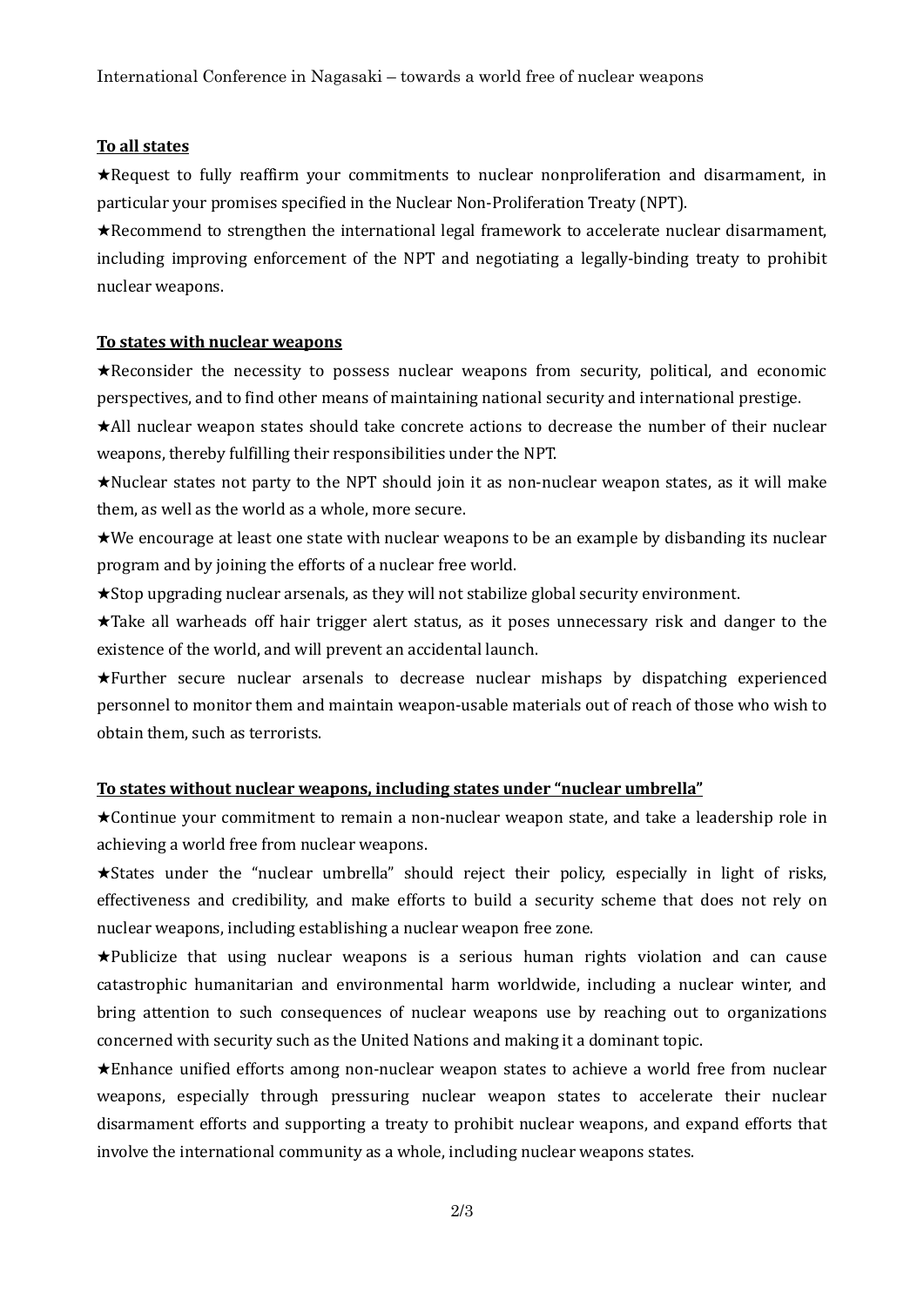**To all states**

★Request to fully reaffirm your commitments to nuclear nonproliferation and disarmament, in particular your promises specified in the Nuclear Non-Proliferation Treaty (NPT).

★Recommend to strengthen the international legal framework to accelerate nuclear disarmament, including improving enforcement of the NPT and negotiating a legally-binding treaty to prohibit nuclear weapons.

**To states with nuclear weapons**

★Reconsider the necessity to possess nuclear weapons from security, political, and economic perspectives, and to find other means of maintaining national security and international prestige.

★All nuclear weapon states should take concrete actions to decrease the number of their nuclear weapons, thereby fulfilling their responsibilities under the NPT.

★Nuclear states not party to the NPT should join it as non-nuclear weapon states, as it will make them, as well as the world as a whole, more secure.

★We encourage at least one state with nuclear weapons to be an example by disbanding its nuclear program and by joining the efforts of a nuclear free world.

★Stop upgrading nuclear arsenals, as they will not stabilize global security environment.

★Take all warheads off hair trigger alert status, as it poses unnecessary risk and danger to the existence of the world, and will prevent an accidental launch.

★Further secure nuclear arsenals to decrease nuclear mishaps by dispatching experienced personnel to monitor them and maintain weapon-usable materials out of reach of those who wish to obtain them, such as terrorists.

**To states without nuclear weapons, including states under "nuclear umbrella"**

★Continue your commitment to remain a non-nuclear weapon state, and take a leadership role in achieving a world free from nuclear weapons.

★States under the "nuclear umbrella" should reject their policy, especially in light of risks, effectiveness and credibility, and make efforts to build a security scheme that does not rely on nuclear weapons, including establishing a nuclear weapon free zone.

★Publicize that using nuclear weapons is a serious human rights violation and can cause catastrophic humanitarian and environmental harm worldwide, including a nuclear winter, and bring attention to such consequences of nuclear weapons use by reaching out to organizations concerned with security such as the United Nations and making it a dominant topic.

★Enhance unified efforts among non-nuclear weapon states to achieve a world free from nuclear weapons, especially through pressuring nuclear weapon states to accelerate their nuclear disarmament efforts and supporting a treaty to prohibit nuclear weapons, and expand efforts that involve the international community as a whole, including nuclear weapons states.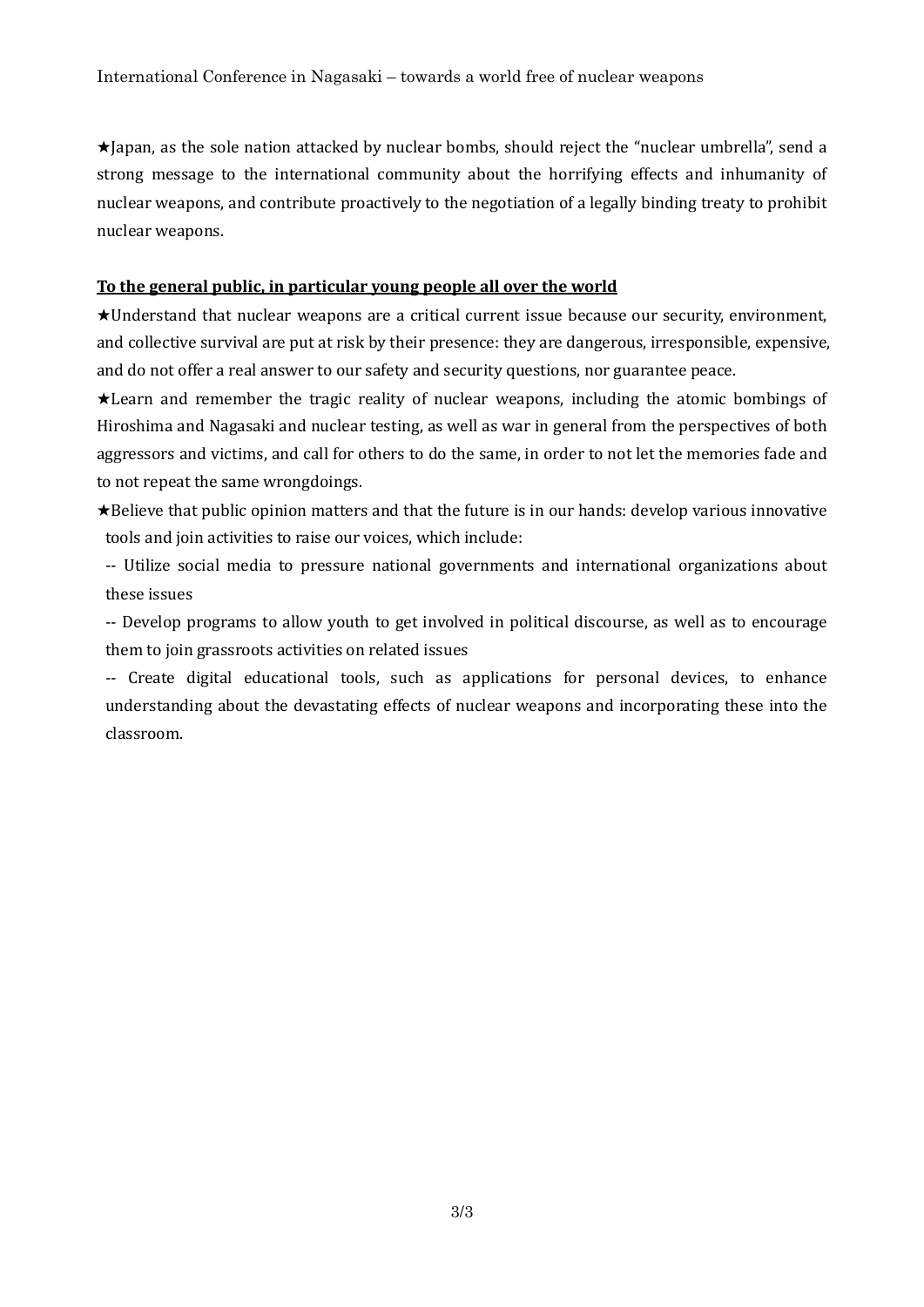★Japan, as the sole nation attacked by nuclear bombs, should reject the "nuclear umbrella", send a strong message to the international community about the horrifying effects and inhumanity of nuclear weapons, and contribute proactively to the negotiation of a legally binding treaty to prohibit nuclear weapons.

**To the general public, in particular young people all over the world**

★Understand that nuclear weapons are a critical current issue because our security, environment, and collective survival are put at risk by their presence: they are dangerous, irresponsible, expensive, and do not offer a real answer to our safety and security questions, nor guarantee peace.

★Learn and remember the tragic reality of nuclear weapons, including the atomic bombings of Hiroshima and Nagasaki and nuclear testing, as well as war in general from the perspectives of both aggressors and victims, and call for others to do the same, in order to not let the memories fade and to not repeat the same wrongdoings.

★Believe that public opinion matters and that the future is in our hands: develop various innovative tools and join activities to raise our voices, which include:

-- Utilize social media to pressure national governments and international organizations about these issues

-- Develop programs to allow youth to get involved in political discourse, as well as to encourage them to join grassroots activities on related issues

-- Create digital educational tools, such as applications for personal devices, to enhance understanding about the devastating effects of nuclear weapons and incorporating these into the classroom.